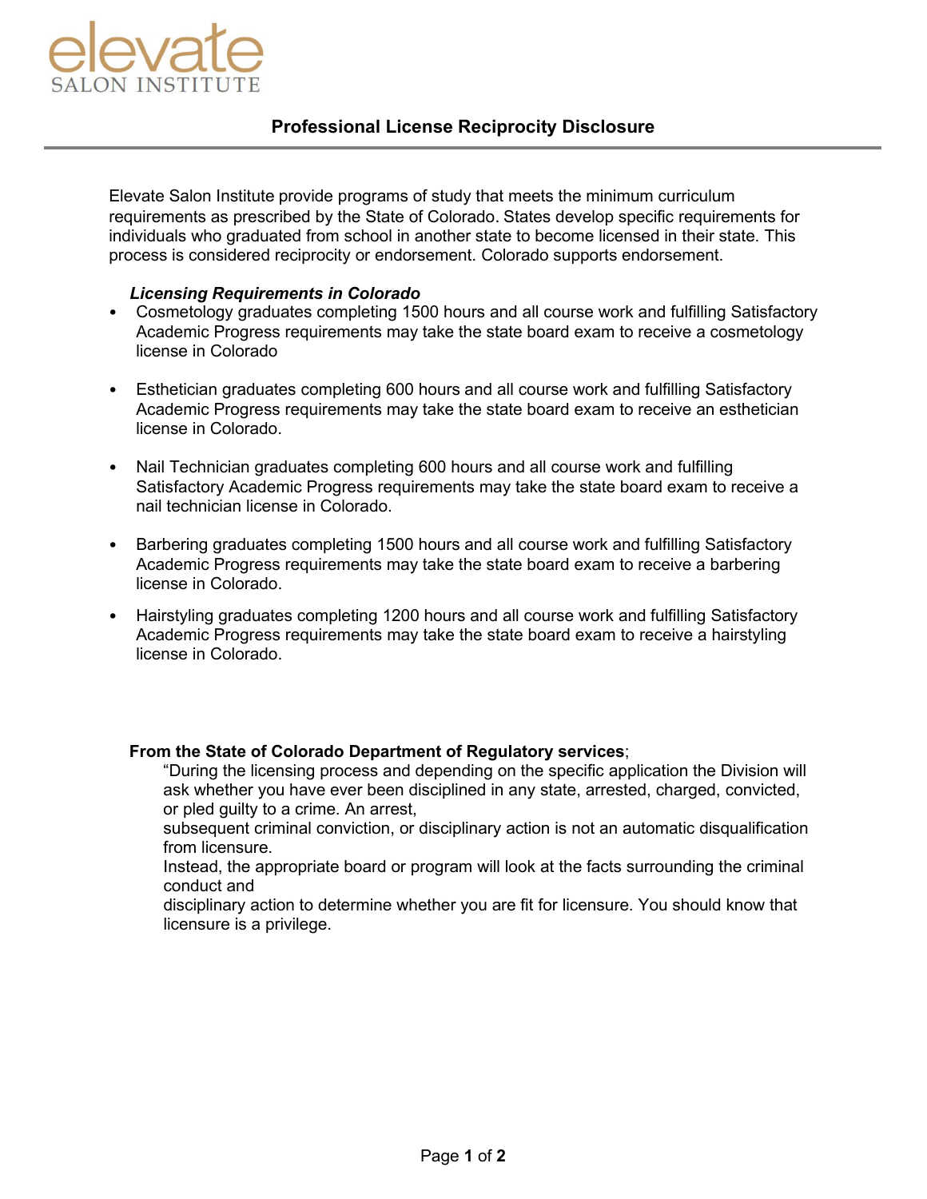elevate
SALON INSTITUTE

## Professional License Reciprocity Disclosure

Elevate Salon Institute provide programs of study that meets the minimum curriculum requirements as prescribed by the State of Colorado. States develop specific requirements for individuals who graduated from school in another state to become licensed in their state. This process is considered reciprocity or endorsement. Colorado supports endorsement.

***Licensing Requirements in Colorado***

- Cosmetology graduates completing 1500 hours and all course work and fulfilling Satisfactory Academic Progress requirements may take the state board exam to receive a cosmetology license in Colorado
- Esthetician graduates completing 600 hours and all course work and fulfilling Satisfactory Academic Progress requirements may take the state board exam to receive an esthetician license in Colorado.
- Nail Technician graduates completing 600 hours and all course work and fulfilling Satisfactory Academic Progress requirements may take the state board exam to receive a nail technician license in Colorado.
- Barbering graduates completing 1500 hours and all course work and fulfilling Satisfactory Academic Progress requirements may take the state board exam to receive a barbering license in Colorado.
- Hairstyling graduates completing 1200 hours and all course work and fulfilling Satisfactory Academic Progress requirements may take the state board exam to receive a hairstyling license in Colorado.

**From the State of Colorado Department of Regulatory services**;

"During the licensing process and depending on the specific application the Division will ask whether you have ever been disciplined in any state, arrested, charged, convicted, or pled guilty to a crime. An arrest,
subsequent criminal conviction, or disciplinary action is not an automatic disqualification from licensure.
Instead, the appropriate board or program will look at the facts surrounding the criminal conduct and
disciplinary action to determine whether you are fit for licensure. You should know that licensure is a privilege.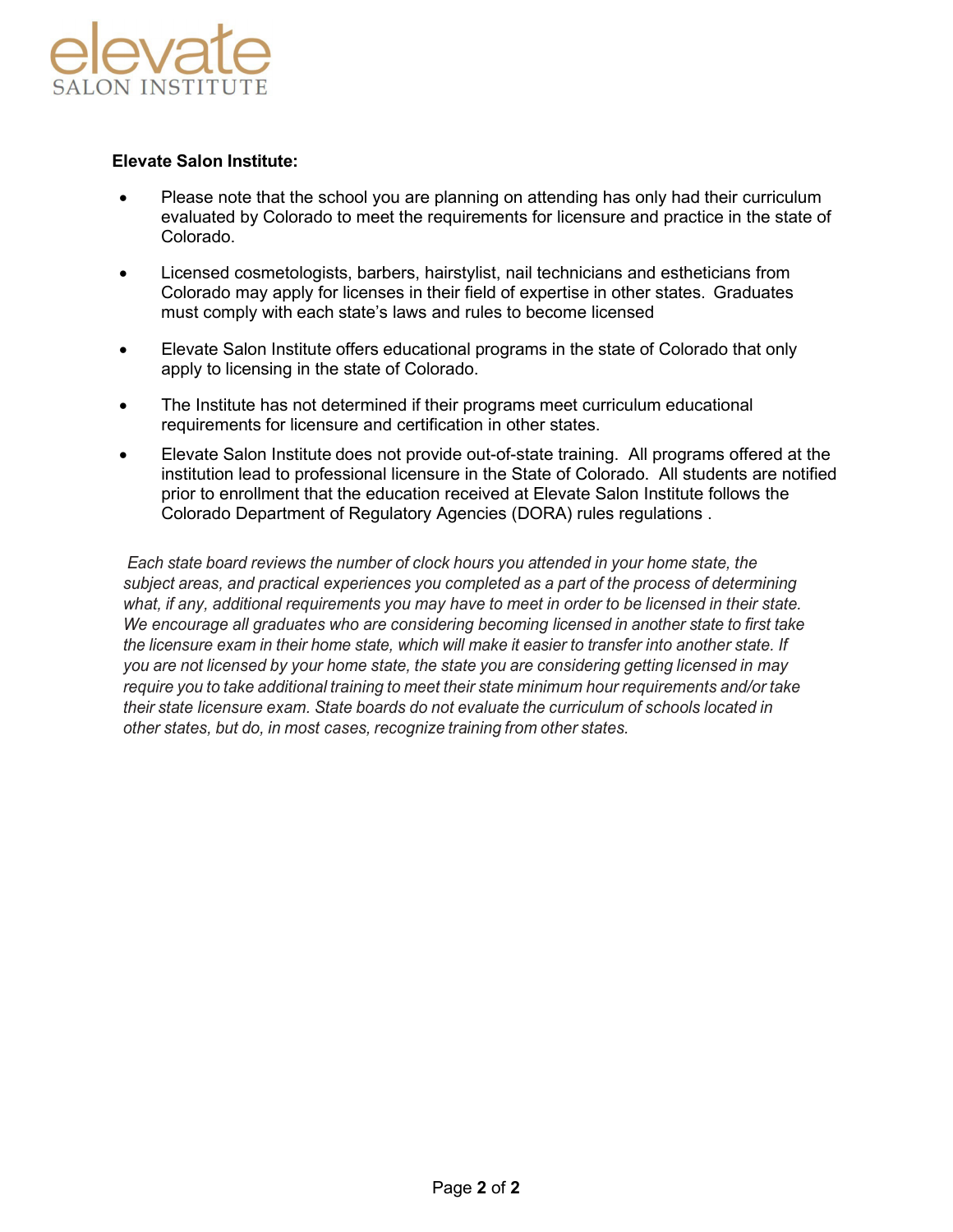**Elevate Salon Institute:**

- Please note that the school you are planning on attending has only had their curriculum evaluated by Colorado to meet the requirements for licensure and practice in the state of Colorado.
- Licensed cosmetologists, barbers, hairstylist, nail technicians and estheticians from Colorado may apply for licenses in their field of expertise in other states. Graduates must comply with each state's laws and rules to become licensed
- Elevate Salon Institute offers educational programs in the state of Colorado that only apply to licensing in the state of Colorado.
- The Institute has not determined if their programs meet curriculum educational requirements for licensure and certification in other states.
- Elevate Salon Institute does not provide out-of-state training. All programs offered at the institution lead to professional licensure in the State of Colorado. All students are notified prior to enrollment that the education received at Elevate Salon Institute follows the Colorado Department of Regulatory Agencies (DORA) rules regulations .

*Each state board reviews the number of clock hours you attended in your home state, the subject areas, and practical experiences you completed as a part of the process of determining what, if any, additional requirements you may have to meet in order to be licensed in their state. We encourage all graduates who are considering becoming licensed in another state to first take the licensure exam in their home state, which will make it easier to transfer into another state. If you are not licensed by your home state, the state you are considering getting licensed in may require you to take additional training to meet their state minimum hour requirements and/or take their state licensure exam. State boards do not evaluate the curriculum of schools located in other states, but do, in most cases, recognize training from other states.*